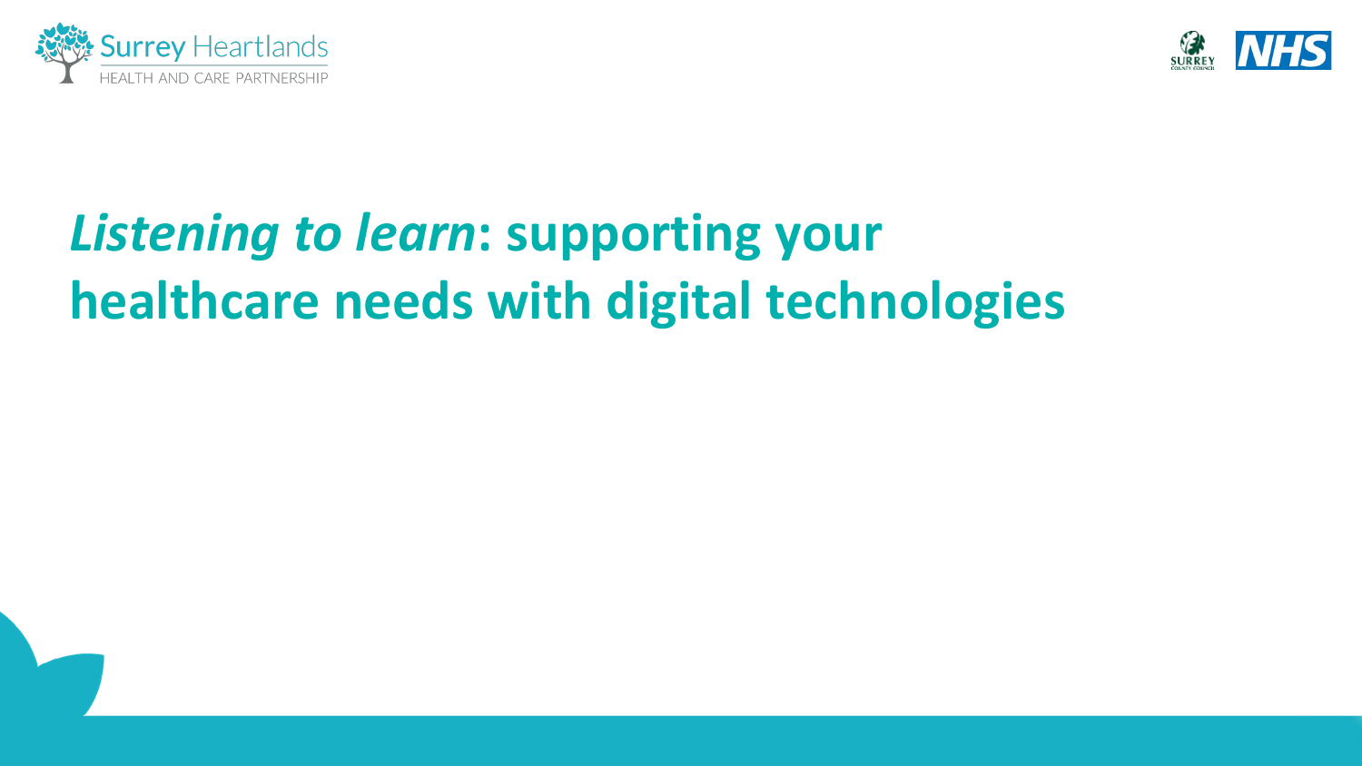Surrey Heartlands
HEALTH AND CARE PARTNERSHIP

SURREY COUNTY COUNCIL

NHS

# *Listening to learn*: supporting your healthcare needs with digital technologies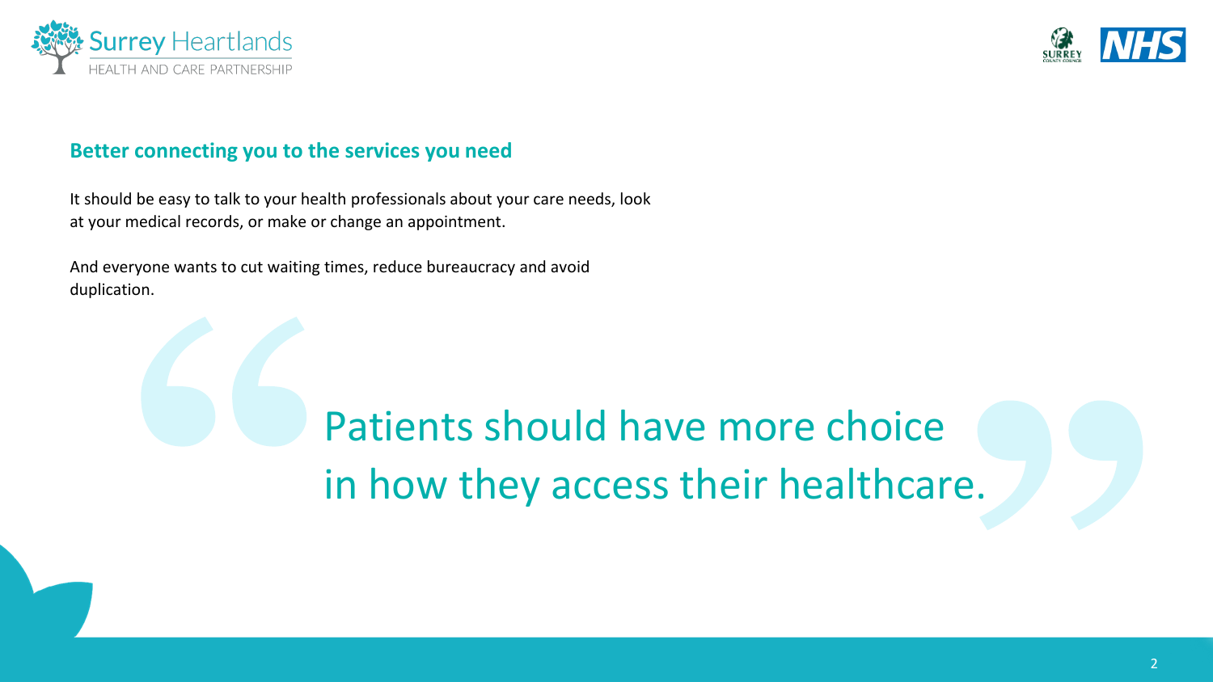## Better connecting you to the services you need

It should be easy to talk to your health professionals about your care needs, look at your medical records, or make or change an appointment.

And everyone wants to cut waiting times, reduce bureaucracy and avoid duplication.

> Patients should have more choice in how they access their healthcare.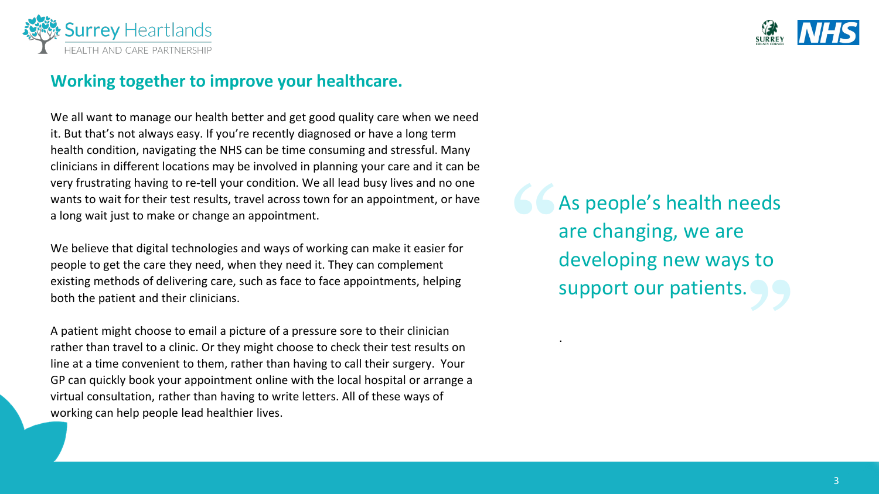## Working together to improve your healthcare.

We all want to manage our health better and get good quality care when we need it. But that's not always easy. If you're recently diagnosed or have a long term health condition, navigating the NHS can be time consuming and stressful. Many clinicians in different locations may be involved in planning your care and it can be very frustrating having to re-tell your condition. We all lead busy lives and no one wants to wait for their test results, travel across town for an appointment, or have a long wait just to make or change an appointment.

We believe that digital technologies and ways of working can make it easier for people to get the care they need, when they need it. They can complement existing methods of delivering care, such as face to face appointments, helping both the patient and their clinicians.

A patient might choose to email a picture of a pressure sore to their clinician rather than travel to a clinic. Or they might choose to check their test results on line at a time convenient to them, rather than having to call their surgery. Your GP can quickly book your appointment online with the local hospital or arrange a virtual consultation, rather than having to write letters. All of these ways of working can help people lead healthier lives.

> "As people's health needs are changing, we are developing new ways to support our patients."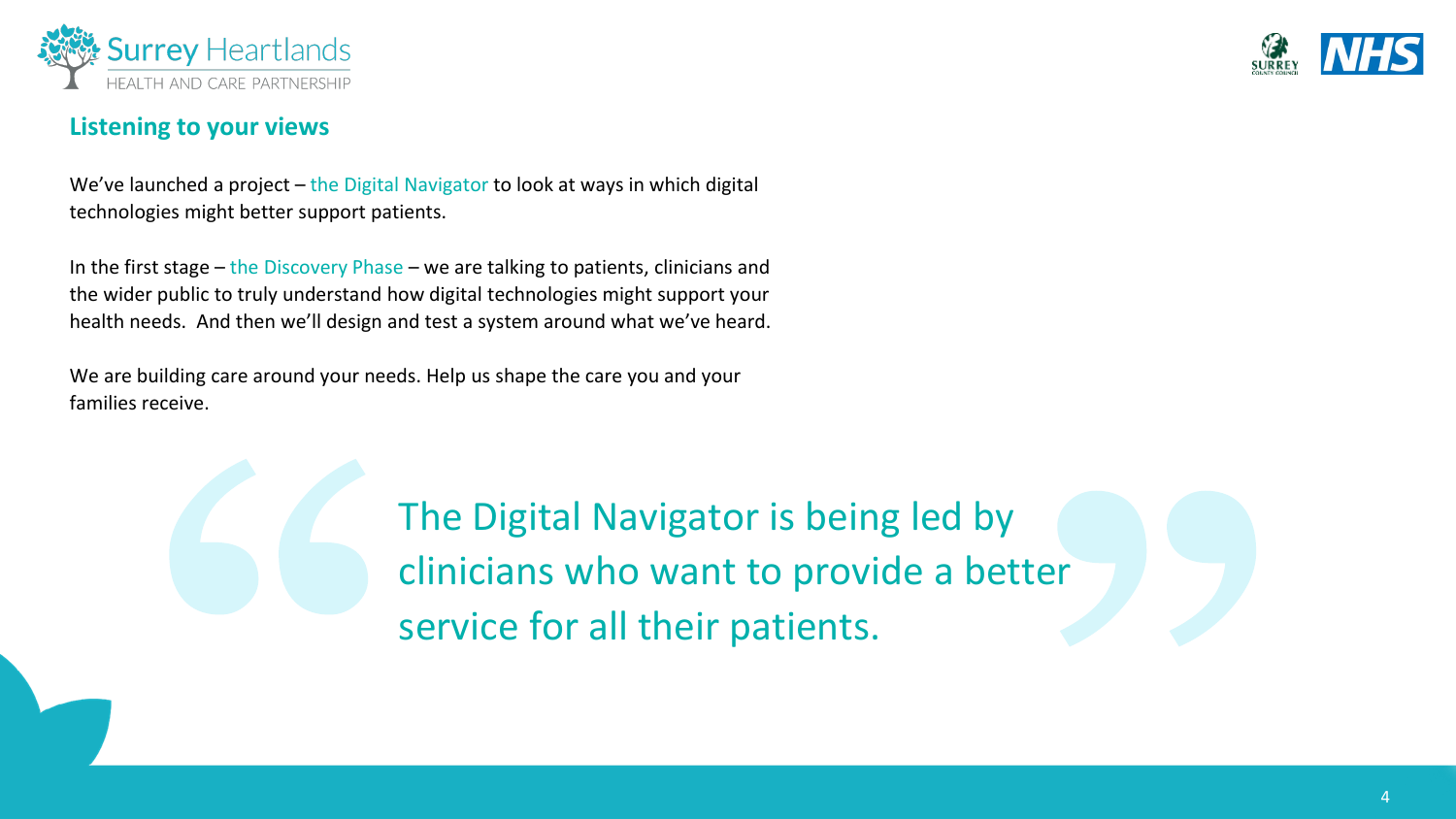## Listening to your views

We've launched a project – the Digital Navigator to look at ways in which digital technologies might better support patients.

In the first stage – the Discovery Phase – we are talking to patients, clinicians and the wider public to truly understand how digital technologies might support your health needs. And then we'll design and test a system around what we've heard.

We are building care around your needs. Help us shape the care you and your families receive.

> The Digital Navigator is being led by clinicians who want to provide a better service for all their patients.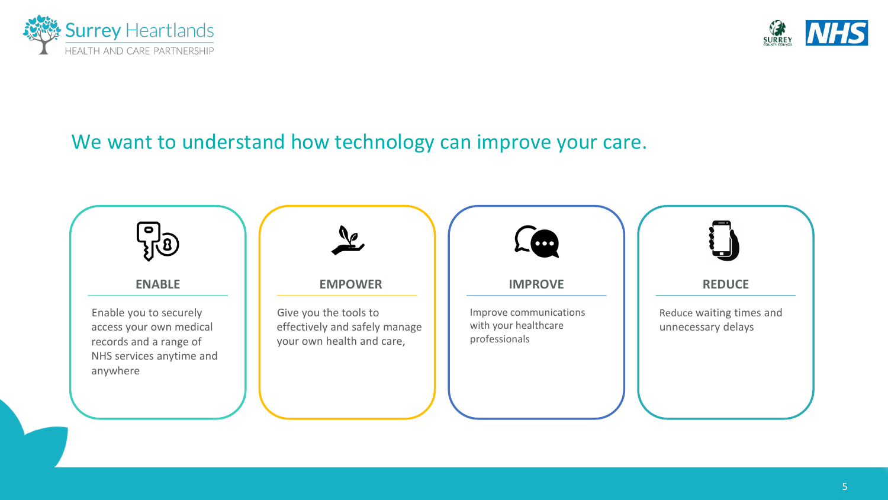## We want to understand how technology can improve your care.

### ENABLE

Enable you to securely access your own medical records and a range of NHS services anytime and anywhere

### EMPOWER

Give you the tools to effectively and safely manage your own health and care,

### IMPROVE

Improve communications with your healthcare professionals

### REDUCE

Reduce waiting times and unnecessary delays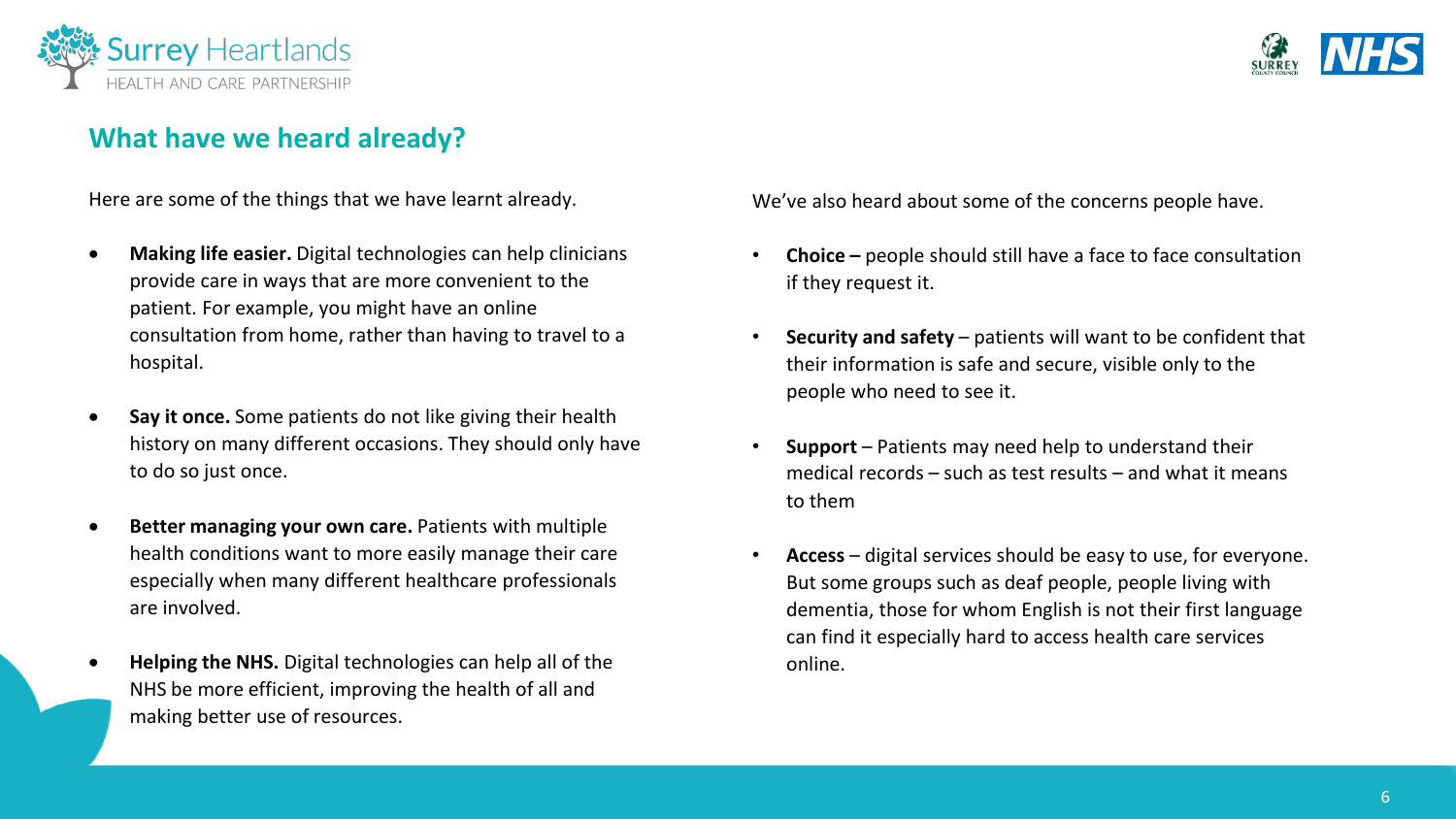## What have we heard already?

Here are some of the things that we have learnt already.

- **Making life easier.** Digital technologies can help clinicians provide care in ways that are more convenient to the patient. For example, you might have an online consultation from home, rather than having to travel to a hospital.
- **Say it once.** Some patients do not like giving their health history on many different occasions. They should only have to do so just once.
- **Better managing your own care.** Patients with multiple health conditions want to more easily manage their care especially when many different healthcare professionals are involved.
- **Helping the NHS.** Digital technologies can help all of the NHS be more efficient, improving the health of all and making better use of resources.

We've also heard about some of the concerns people have.

- **Choice –** people should still have a face to face consultation if they request it.
- **Security and safety** – patients will want to be confident that their information is safe and secure, visible only to the people who need to see it.
- **Support** – Patients may need help to understand their medical records – such as test results – and what it means to them
- **Access** – digital services should be easy to use, for everyone. But some groups such as deaf people, people living with dementia, those for whom English is not their first language can find it especially hard to access health care services online.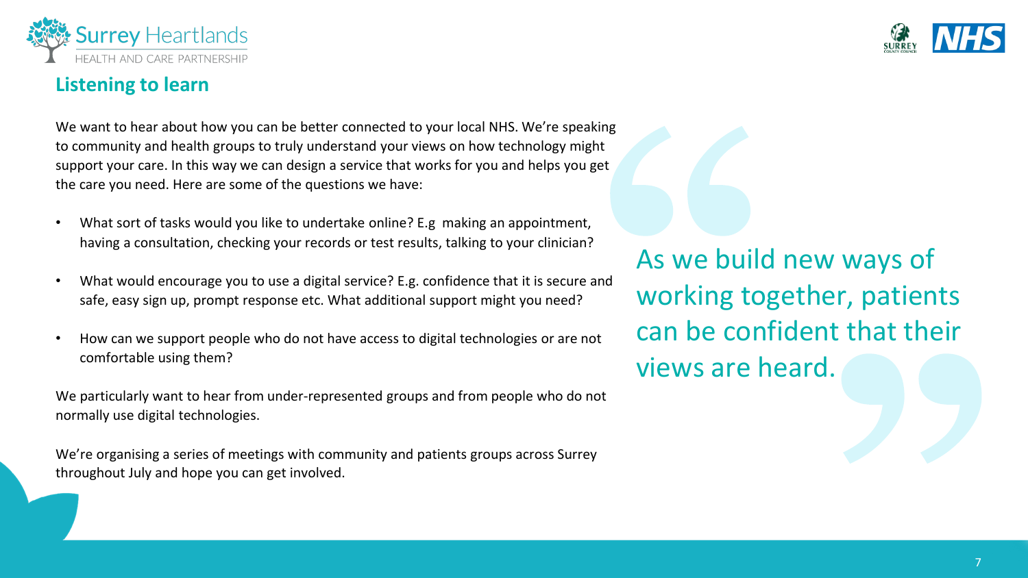## Listening to learn

We want to hear about how you can be better connected to your local NHS. We're speaking to community and health groups to truly understand your views on how technology might support your care. In this way we can design a service that works for you and helps you get the care you need. Here are some of the questions we have:

- What sort of tasks would you like to undertake online? E.g making an appointment, having a consultation, checking your records or test results, talking to your clinician?
- What would encourage you to use a digital service? E.g. confidence that it is secure and safe, easy sign up, prompt response etc. What additional support might you need?
- How can we support people who do not have access to digital technologies or are not comfortable using them?

We particularly want to hear from under-represented groups and from people who do not normally use digital technologies.

We're organising a series of meetings with community and patients groups across Surrey throughout July and hope you can get involved.

> As we build new ways of working together, patients can be confident that their views are heard.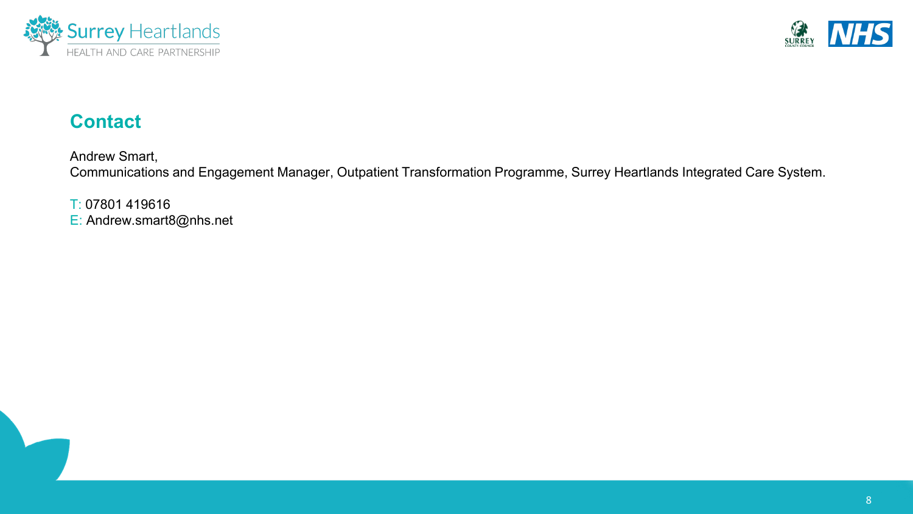## Contact

Andrew Smart,
Communications and Engagement Manager, Outpatient Transformation Programme, Surrey Heartlands Integrated Care System.

T: 07801 419616
E: Andrew.smart8@nhs.net